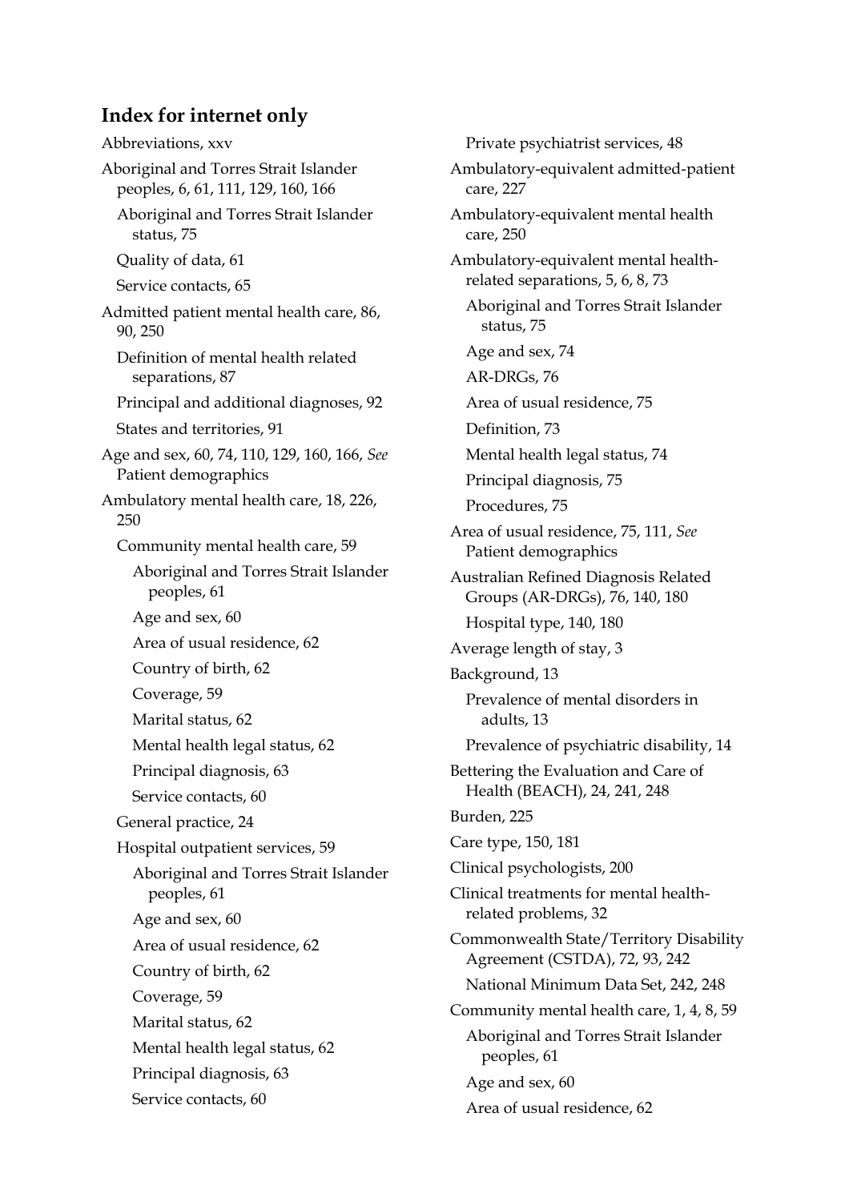## Index for internet only

Abbreviations, xxv

Aboriginal and Torres Strait Islander peoples, 6, 61, 111, 129, 160, 166

- Aboriginal and Torres Strait Islander status, 75
- Quality of data, 61
- Service contacts, 65

Admitted patient mental health care, 86, 90, 250

- Definition of mental health related separations, 87
- Principal and additional diagnoses, 92
- States and territories, 91

Age and sex, 60, 74, 110, 129, 160, 166, *See* Patient demographics

Ambulatory mental health care, 18, 226, 250

- Community mental health care, 59
  - Aboriginal and Torres Strait Islander peoples, 61
  - Age and sex, 60
  - Area of usual residence, 62
  - Country of birth, 62
  - Coverage, 59
  - Marital status, 62
  - Mental health legal status, 62
  - Principal diagnosis, 63
  - Service contacts, 60
- General practice, 24
- Hospital outpatient services, 59
  - Aboriginal and Torres Strait Islander peoples, 61
  - Age and sex, 60
  - Area of usual residence, 62
  - Country of birth, 62
  - Coverage, 59
  - Marital status, 62
  - Mental health legal status, 62
  - Principal diagnosis, 63
  - Service contacts, 60
- Private psychiatrist services, 48

Ambulatory-equivalent admitted-patient care, 227

Ambulatory-equivalent mental health care, 250

Ambulatory-equivalent mental health-related separations, 5, 6, 8, 73

- Aboriginal and Torres Strait Islander status, 75
- Age and sex, 74
- AR-DRGs, 76
- Area of usual residence, 75
- Definition, 73
- Mental health legal status, 74
- Principal diagnosis, 75
- Procedures, 75

Area of usual residence, 75, 111, *See* Patient demographics

Australian Refined Diagnosis Related Groups (AR-DRGs), 76, 140, 180

- Hospital type, 140, 180

Average length of stay, 3

Background, 13

- Prevalence of mental disorders in adults, 13
- Prevalence of psychiatric disability, 14

Bettering the Evaluation and Care of Health (BEACH), 24, 241, 248

Burden, 225

Care type, 150, 181

Clinical psychologists, 200

Clinical treatments for mental health-related problems, 32

Commonwealth State/Territory Disability Agreement (CSTDA), 72, 93, 242

- National Minimum Data Set, 242, 248

Community mental health care, 1, 4, 8, 59

- Aboriginal and Torres Strait Islander peoples, 61
- Age and sex, 60
- Area of usual residence, 62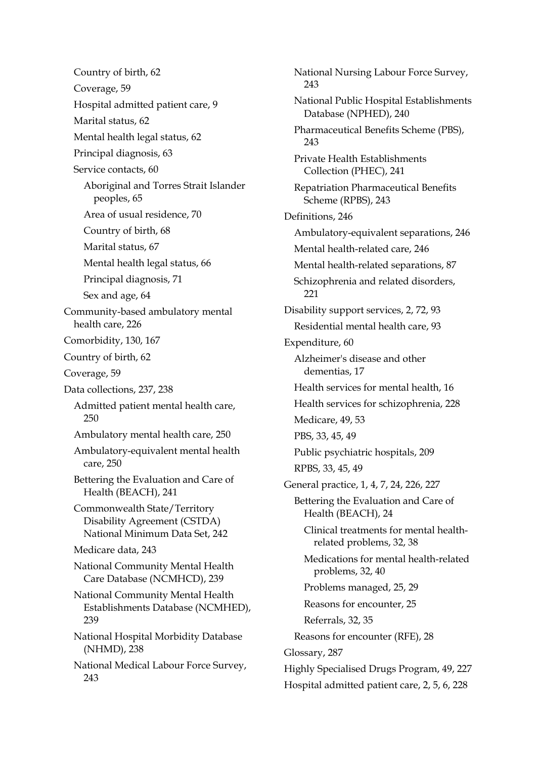- Country of birth, 62
- Coverage, 59
- Hospital admitted patient care, 9
- Marital status, 62
- Mental health legal status, 62
- Principal diagnosis, 63
- Service contacts, 60
    - Aboriginal and Torres Strait Islander peoples, 65
    - Area of usual residence, 70
    - Country of birth, 68
    - Marital status, 67
    - Mental health legal status, 66
    - Principal diagnosis, 71
    - Sex and age, 64

Community-based ambulatory mental health care, 226

Comorbidity, 130, 167

Country of birth, 62

Coverage, 59

Data collections, 237, 238

- Admitted patient mental health care, 250
- Ambulatory mental health care, 250
- Ambulatory-equivalent mental health care, 250
- Bettering the Evaluation and Care of Health (BEACH), 241
- Commonwealth State/Territory Disability Agreement (CSTDA) National Minimum Data Set, 242
- Medicare data, 243
- National Community Mental Health Care Database (NCMHCD), 239
- National Community Mental Health Establishments Database (NCMHED), 239
- National Hospital Morbidity Database (NHMD), 238
- National Medical Labour Force Survey, 243
- National Nursing Labour Force Survey, 243
- National Public Hospital Establishments Database (NPHED), 240
- Pharmaceutical Benefits Scheme (PBS), 243
- Private Health Establishments Collection (PHEC), 241
- Repatriation Pharmaceutical Benefits Scheme (RPBS), 243

Definitions, 246

- Ambulatory-equivalent separations, 246
- Mental health-related care, 246
- Mental health-related separations, 87
- Schizophrenia and related disorders, 221

Disability support services, 2, 72, 93

- Residential mental health care, 93

Expenditure, 60

- Alzheimer's disease and other dementias, 17
- Health services for mental health, 16
- Health services for schizophrenia, 228
- Medicare, 49, 53
- PBS, 33, 45, 49
- Public psychiatric hospitals, 209
- RPBS, 33, 45, 49

General practice, 1, 4, 7, 24, 226, 227

- Bettering the Evaluation and Care of Health (BEACH), 24
    - Clinical treatments for mental health-related problems, 32, 38
    - Medications for mental health-related problems, 32, 40
    - Problems managed, 25, 29
    - Reasons for encounter, 25
    - Referrals, 32, 35
- Reasons for encounter (RFE), 28

Glossary, 287

Highly Specialised Drugs Program, 49, 227

Hospital admitted patient care, 2, 5, 6, 228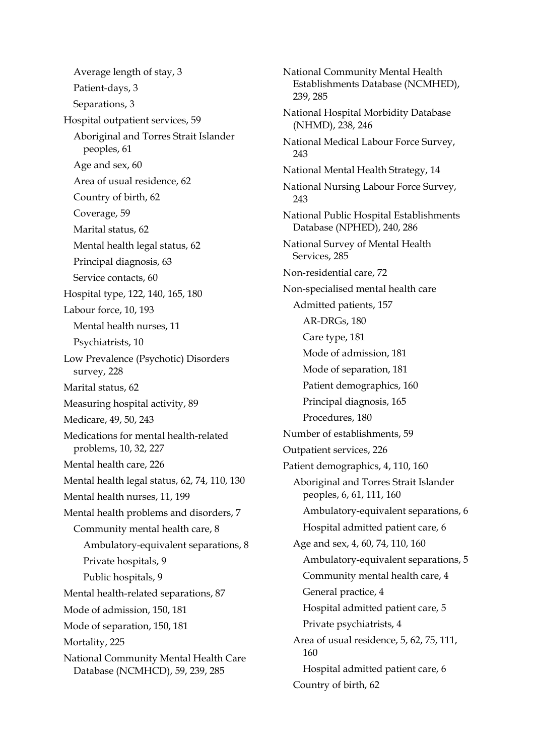- Average length of stay, 3
- Patient-days, 3
- Separations, 3

Hospital outpatient services, 59

- Aboriginal and Torres Strait Islander peoples, 61
- Age and sex, 60
- Area of usual residence, 62
- Country of birth, 62
- Coverage, 59
- Marital status, 62
- Mental health legal status, 62
- Principal diagnosis, 63
- Service contacts, 60

Hospital type, 122, 140, 165, 180

Labour force, 10, 193

- Mental health nurses, 11
- Psychiatrists, 10

Low Prevalence (Psychotic) Disorders survey, 228

Marital status, 62

Measuring hospital activity, 89

Medicare, 49, 50, 243

Medications for mental health-related problems, 10, 32, 227

Mental health care, 226

Mental health legal status, 62, 74, 110, 130

Mental health nurses, 11, 199

Mental health problems and disorders, 7

- Community mental health care, 8
  - Ambulatory-equivalent separations, 8
  - Private hospitals, 9
  - Public hospitals, 9

Mental health-related separations, 87

Mode of admission, 150, 181

Mode of separation, 150, 181

Mortality, 225

National Community Mental Health Care Database (NCMHCD), 59, 239, 285

National Community Mental Health Establishments Database (NCMHED), 239, 285

National Hospital Morbidity Database (NHMD), 238, 246

National Medical Labour Force Survey, 243

National Mental Health Strategy, 14

National Nursing Labour Force Survey, 243

National Public Hospital Establishments Database (NPHED), 240, 286

National Survey of Mental Health Services, 285

Non-residential care, 72

Non-specialised mental health care

- Admitted patients, 157
  - AR-DRGs, 180
  - Care type, 181
  - Mode of admission, 181
  - Mode of separation, 181
  - Patient demographics, 160
  - Principal diagnosis, 165
  - Procedures, 180

Number of establishments, 59

Outpatient services, 226

Patient demographics, 4, 110, 160

- Aboriginal and Torres Strait Islander peoples, 6, 61, 111, 160
  - Ambulatory-equivalent separations, 6
  - Hospital admitted patient care, 6
- Age and sex, 4, 60, 74, 110, 160
  - Ambulatory-equivalent separations, 5
  - Community mental health care, 4
  - General practice, 4
  - Hospital admitted patient care, 5
  - Private psychiatrists, 4
- Area of usual residence, 5, 62, 75, 111, 160
  - Hospital admitted patient care, 6
- Country of birth, 62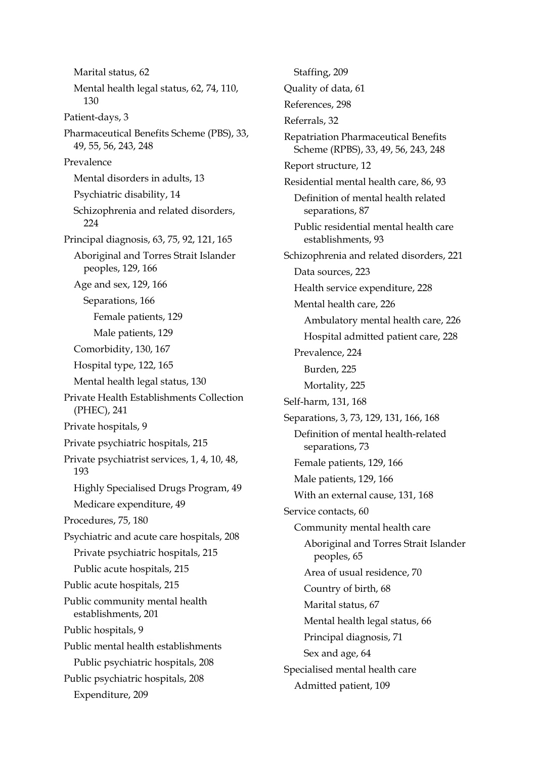Marital status, 62

Mental health legal status, 62, 74, 110, 130

Patient-days, 3

Pharmaceutical Benefits Scheme (PBS), 33, 49, 55, 56, 243, 248

Prevalence

Mental disorders in adults, 13

Psychiatric disability, 14

Schizophrenia and related disorders, 224

Principal diagnosis, 63, 75, 92, 121, 165

Aboriginal and Torres Strait Islander peoples, 129, 166

Age and sex, 129, 166

Separations, 166

Female patients, 129

Male patients, 129

Comorbidity, 130, 167

Hospital type, 122, 165

Mental health legal status, 130

Private Health Establishments Collection (PHEC), 241

Private hospitals, 9

Private psychiatric hospitals, 215

Private psychiatrist services, 1, 4, 10, 48, 193

Highly Specialised Drugs Program, 49

Medicare expenditure, 49

Procedures, 75, 180

Psychiatric and acute care hospitals, 208

Private psychiatric hospitals, 215

Public acute hospitals, 215

Public acute hospitals, 215

Public community mental health establishments, 201

Public hospitals, 9

Public mental health establishments

Public psychiatric hospitals, 208

Public psychiatric hospitals, 208

Expenditure, 209

Staffing, 209

Quality of data, 61

References, 298

Referrals, 32

Repatriation Pharmaceutical Benefits Scheme (RPBS), 33, 49, 56, 243, 248

Report structure, 12

Residential mental health care, 86, 93

Definition of mental health related separations, 87

Public residential mental health care establishments, 93

Schizophrenia and related disorders, 221

Data sources, 223

Health service expenditure, 228

Mental health care, 226

Ambulatory mental health care, 226

Hospital admitted patient care, 228

Prevalence, 224

Burden, 225

Mortality, 225

Self-harm, 131, 168

Separations, 3, 73, 129, 131, 166, 168

Definition of mental health-related separations, 73

Female patients, 129, 166

Male patients, 129, 166

With an external cause, 131, 168

Service contacts, 60

Community mental health care

Aboriginal and Torres Strait Islander peoples, 65

Area of usual residence, 70

Country of birth, 68

Marital status, 67

Mental health legal status, 66

Principal diagnosis, 71

Sex and age, 64

Specialised mental health care

Admitted patient, 109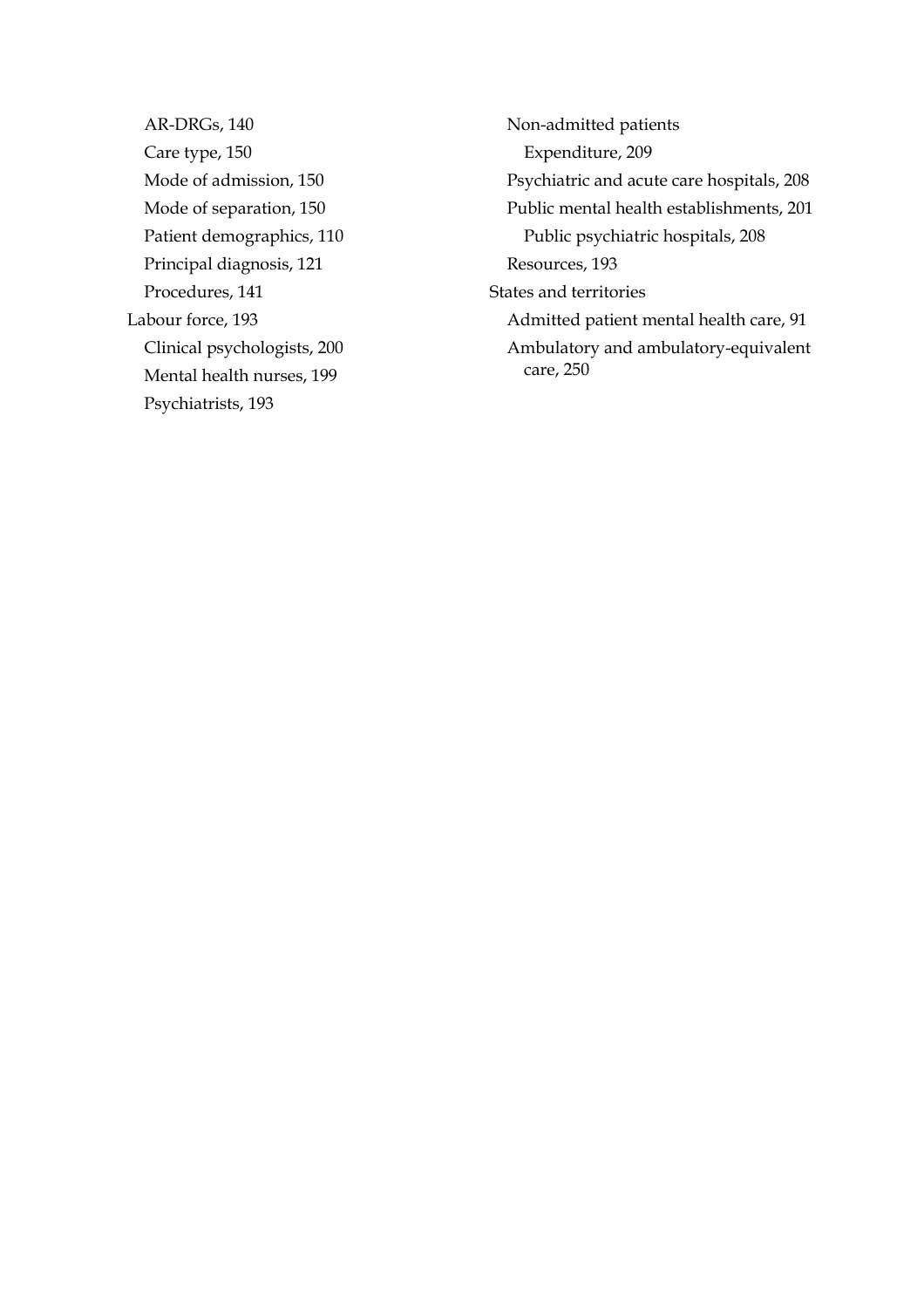AR-DRGs, 140
Care type, 150
Mode of admission, 150
Mode of separation, 150
Patient demographics, 110
Principal diagnosis, 121
Procedures, 141

Labour force, 193
Clinical psychologists, 200
Mental health nurses, 199
Psychiatrists, 193

Non-admitted patients
Expenditure, 209
Psychiatric and acute care hospitals, 208
Public mental health establishments, 201
Public psychiatric hospitals, 208
Resources, 193

States and territories
Admitted patient mental health care, 91
Ambulatory and ambulatory-equivalent care, 250